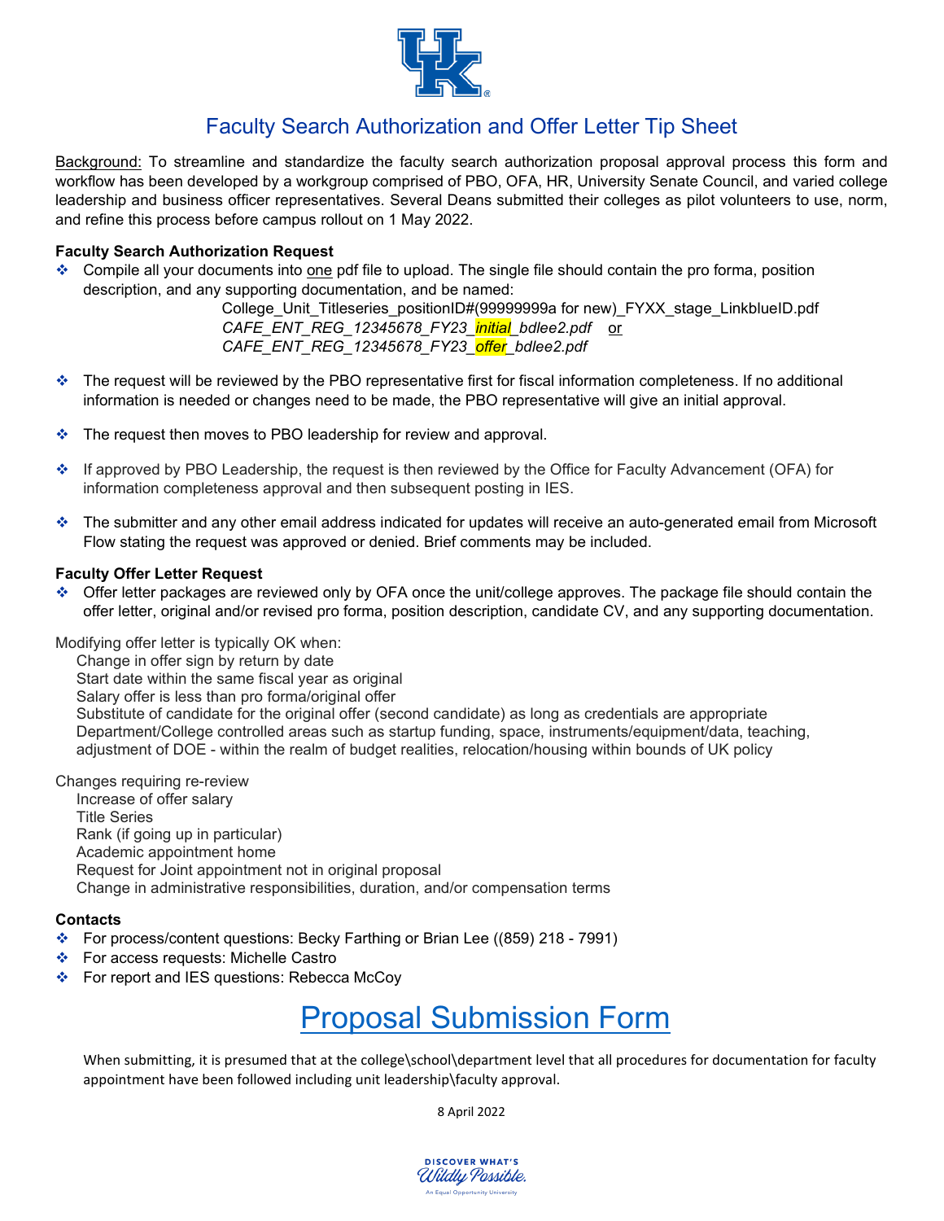# Faculty Search Authorization and Offer Letter Tip Sheet

Background: To streamline and standardize the faculty search authorization proposal approval process this form and workflow has been developed by a workgroup comprised of PBO, OFA, HR, University Senate Council, and varied college leadership and business officer representatives. Several Deans submitted their colleges as pilot volunteers to use, norm, and refine this process before campus rollout on 1 May 2022.

### Faculty Search Authorization Request

- Compile all your documents into one pdf file to upload. The single file should contain the pro forma, position description, and any supporting documentation, and be named:
  College_Unit_Titleseries_positionID#(99999999a for new)_FYXX_stage_LinkblueID.pdf
  *CAFE_ENT_REG_12345678_FY23_initial_bdlee2.pdf* or
  *CAFE_ENT_REG_12345678_FY23_offer_bdlee2.pdf*
- The request will be reviewed by the PBO representative first for fiscal information completeness. If no additional information is needed or changes need to be made, the PBO representative will give an initial approval.
- The request then moves to PBO leadership for review and approval.
- If approved by PBO Leadership, the request is then reviewed by the Office for Faculty Advancement (OFA) for information completeness approval and then subsequent posting in IES.
- The submitter and any other email address indicated for updates will receive an auto-generated email from Microsoft Flow stating the request was approved or denied. Brief comments may be included.

### Faculty Offer Letter Request

- Offer letter packages are reviewed only by OFA once the unit/college approves. The package file should contain the offer letter, original and/or revised pro forma, position description, candidate CV, and any supporting documentation.

Modifying offer letter is typically OK when:

- Change in offer sign by return by date
- Start date within the same fiscal year as original
- Salary offer is less than pro forma/original offer
- Substitute of candidate for the original offer (second candidate) as long as credentials are appropriate
- Department/College controlled areas such as startup funding, space, instruments/equipment/data, teaching, adjustment of DOE - within the realm of budget realities, relocation/housing within bounds of UK policy

Changes requiring re-review

- Increase of offer salary
- Title Series
- Rank (if going up in particular)
- Academic appointment home
- Request for Joint appointment not in original proposal
- Change in administrative responsibilities, duration, and/or compensation terms

### Contacts

- For process/content questions: Becky Farthing or Brian Lee ((859) 218 - 7991)
- For access requests: Michelle Castro
- For report and IES questions: Rebecca McCoy

## Proposal Submission Form

When submitting, it is presumed that at the college\school\department level that all procedures for documentation for faculty appointment have been followed including unit leadership\faculty approval.

8 April 2022

DISCOVER WHAT'S Wildly Possible.
An Equal Opportunity University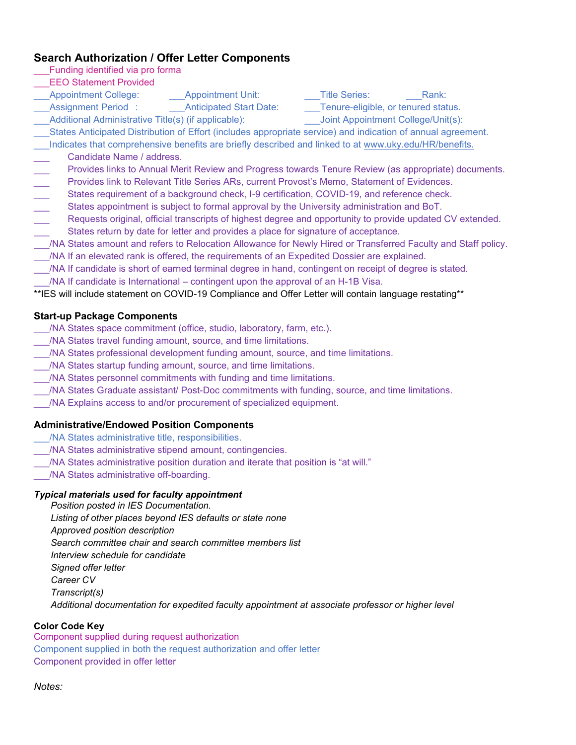## Search Authorization / Offer Letter Components

___Funding identified via pro forma
___EEO Statement Provided
___Appointment College: ___Appointment Unit: ___Title Series: ___Rank:
___Assignment Period : ___Anticipated Start Date: ___Tenure-eligible, or tenured status.
___Additional Administrative Title(s) (if applicable): ___Joint Appointment College/Unit(s):
___States Anticipated Distribution of Effort (includes appropriate service) and indication of annual agreement.
___Indicates that comprehensive benefits are briefly described and linked to at www.uky.edu/HR/benefits.
___ Candidate Name / address.
___ Provides links to Annual Merit Review and Progress towards Tenure Review (as appropriate) documents.
___ Provides link to Relevant Title Series ARs, current Provost's Memo, Statement of Evidences.
___ States requirement of a background check, I-9 certification, COVID-19, and reference check.
___ States appointment is subject to formal approval by the University administration and BoT.
___ Requests original, official transcripts of highest degree and opportunity to provide updated CV extended.
___ States return by date for letter and provides a place for signature of acceptance.
___/NA States amount and refers to Relocation Allowance for Newly Hired or Transferred Faculty and Staff policy.
___/NA If an elevated rank is offered, the requirements of an Expedited Dossier are explained.
___/NA If candidate is short of earned terminal degree in hand, contingent on receipt of degree is stated.
___/NA If candidate is International – contingent upon the approval of an H-1B Visa.
**IES will include statement on COVID-19 Compliance and Offer Letter will contain language restating**

## Start-up Package Components

___/NA States space commitment (office, studio, laboratory, farm, etc.).
___/NA States travel funding amount, source, and time limitations.
___/NA States professional development funding amount, source, and time limitations.
___/NA States startup funding amount, source, and time limitations.
___/NA States personnel commitments with funding and time limitations.
___/NA States Graduate assistant/ Post-Doc commitments with funding, source, and time limitations.
___/NA Explains access to and/or procurement of specialized equipment.

## Administrative/Endowed Position Components

___/NA States administrative title, responsibilities.
___/NA States administrative stipend amount, contingencies.
___/NA States administrative position duration and iterate that position is "at will."
___/NA States administrative off-boarding.

***Typical materials used for faculty appointment***

*Position posted in IES Documentation.*
*Listing of other places beyond IES defaults or state none*
*Approved position description*
*Search committee chair and search committee members list*
*Interview schedule for candidate*
*Signed offer letter*
*Career CV*
*Transcript(s)*
*Additional documentation for expedited faculty appointment at associate professor or higher level*

## Color Code Key

Component supplied during request authorization
Component supplied in both the request authorization and offer letter
Component provided in offer letter

*Notes:*